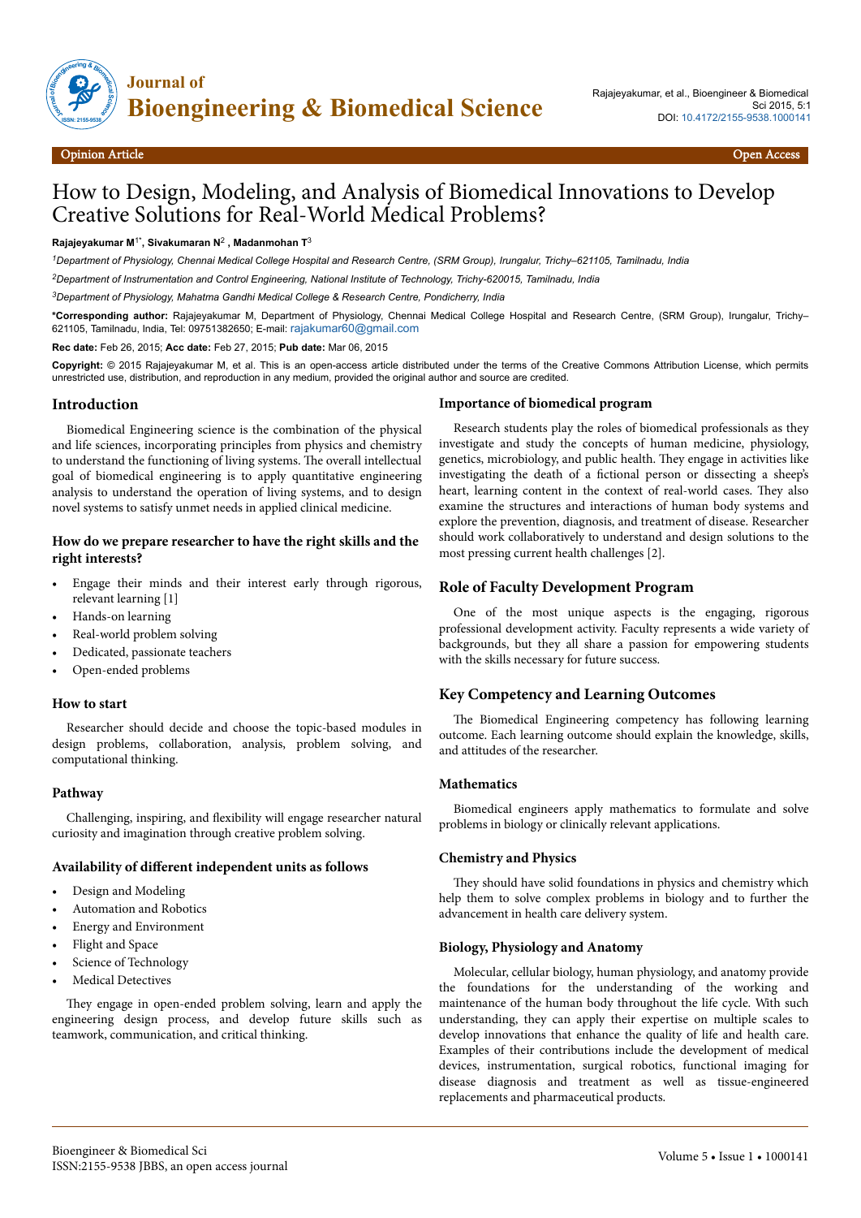Opinion Article | Open Access

# How to Design, Modeling, and Analysis of Biomedical Innovations to Develop Creative Solutions for Real-World Medical Problems?

**Rajajeyakumar M[1*], Sivakumaran N[2] , Madanmohan T[3]**

[1]*Department of Physiology, Chennai Medical College Hospital and Research Centre, (SRM Group), Irungalur, Trichy–621105, Tamilnadu, India*

[2]*Department of Instrumentation and Control Engineering, National Institute of Technology, Trichy-620015, Tamilnadu, India*

[3]*Department of Physiology, Mahatma Gandhi Medical College & Research Centre, Pondicherry, India*

**\*Corresponding author:** Rajajeyakumar M, Department of Physiology, Chennai Medical College Hospital and Research Centre, (SRM Group), Irungalur, Trichy–621105, Tamilnadu, India, Tel: 09751382650; E-mail: rajakumar60@gmail.com

**Rec date:** Feb 26, 2015; **Acc date:** Feb 27, 2015; **Pub date:** Mar 06, 2015

**Copyright:** © 2015 Rajajeyakumar M, et al. This is an open-access article distributed under the terms of the Creative Commons Attribution License, which permits unrestricted use, distribution, and reproduction in any medium, provided the original author and source are credited.

## Introduction

Biomedical Engineering science is the combination of the physical and life sciences, incorporating principles from physics and chemistry to understand the functioning of living systems. The overall intellectual goal of biomedical engineering is to apply quantitative engineering analysis to understand the operation of living systems, and to design novel systems to satisfy unmet needs in applied clinical medicine.

### How do we prepare researcher to have the right skills and the right interests?

- Engage their minds and their interest early through rigorous, relevant learning [1]
- Hands-on learning
- Real-world problem solving
- Dedicated, passionate teachers
- Open-ended problems

### How to start

Researcher should decide and choose the topic-based modules in design problems, collaboration, analysis, problem solving, and computational thinking.

### Pathway

Challenging, inspiring, and flexibility will engage researcher natural curiosity and imagination through creative problem solving.

### Availability of different independent units as follows

- Design and Modeling
- Automation and Robotics
- Energy and Environment
- Flight and Space
- Science of Technology
- Medical Detectives

They engage in open-ended problem solving, learn and apply the engineering design process, and develop future skills such as teamwork, communication, and critical thinking.

### Importance of biomedical program

Research students play the roles of biomedical professionals as they investigate and study the concepts of human medicine, physiology, genetics, microbiology, and public health. They engage in activities like investigating the death of a fictional person or dissecting a sheep's heart, learning content in the context of real-world cases. They also examine the structures and interactions of human body systems and explore the prevention, diagnosis, and treatment of disease. Researcher should work collaboratively to understand and design solutions to the most pressing current health challenges [2].

## Role of Faculty Development Program

One of the most unique aspects is the engaging, rigorous professional development activity. Faculty represents a wide variety of backgrounds, but they all share a passion for empowering students with the skills necessary for future success.

## Key Competency and Learning Outcomes

The Biomedical Engineering competency has following learning outcome. Each learning outcome should explain the knowledge, skills, and attitudes of the researcher.

### Mathematics

Biomedical engineers apply mathematics to formulate and solve problems in biology or clinically relevant applications.

### Chemistry and Physics

They should have solid foundations in physics and chemistry which help them to solve complex problems in biology and to further the advancement in health care delivery system.

### Biology, Physiology and Anatomy

Molecular, cellular biology, human physiology, and anatomy provide the foundations for the understanding of the working and maintenance of the human body throughout the life cycle. With such understanding, they can apply their expertise on multiple scales to develop innovations that enhance the quality of life and health care. Examples of their contributions include the development of medical devices, instrumentation, surgical robotics, functional imaging for disease diagnosis and treatment as well as tissue-engineered replacements and pharmaceutical products.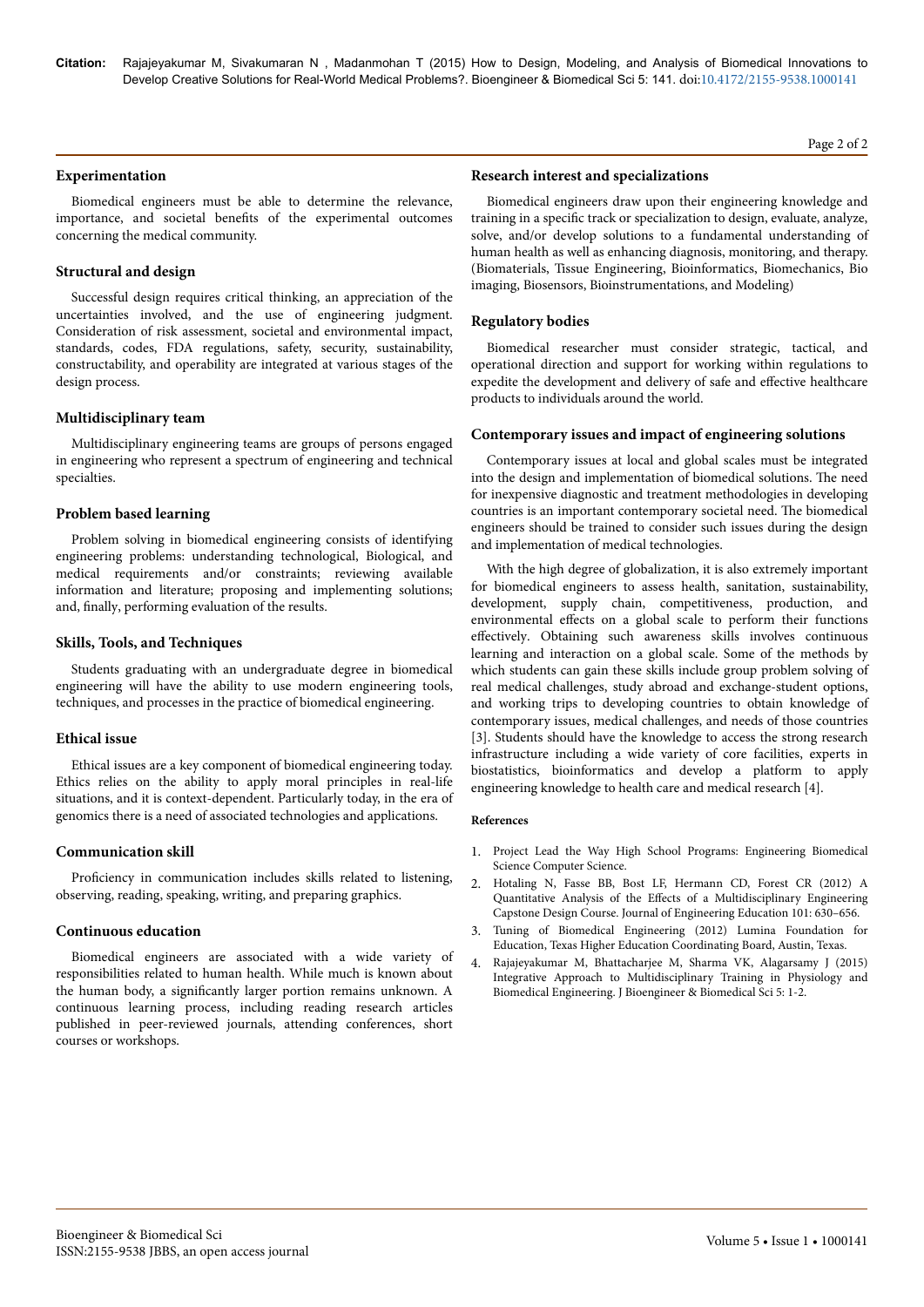## Experimentation

Biomedical engineers must be able to determine the relevance, importance, and societal benefits of the experimental outcomes concerning the medical community.

## Structural and design

Successful design requires critical thinking, an appreciation of the uncertainties involved, and the use of engineering judgment. Consideration of risk assessment, societal and environmental impact, standards, codes, FDA regulations, safety, security, sustainability, constructability, and operability are integrated at various stages of the design process.

## Multidisciplinary team

Multidisciplinary engineering teams are groups of persons engaged in engineering who represent a spectrum of engineering and technical specialties.

## Problem based learning

Problem solving in biomedical engineering consists of identifying engineering problems: understanding technological, Biological, and medical requirements and/or constraints; reviewing available information and literature; proposing and implementing solutions; and, finally, performing evaluation of the results.

## Skills, Tools, and Techniques

Students graduating with an undergraduate degree in biomedical engineering will have the ability to use modern engineering tools, techniques, and processes in the practice of biomedical engineering.

## Ethical issue

Ethical issues are a key component of biomedical engineering today. Ethics relies on the ability to apply moral principles in real-life situations, and it is context-dependent. Particularly today, in the era of genomics there is a need of associated technologies and applications.

## Communication skill

Proficiency in communication includes skills related to listening, observing, reading, speaking, writing, and preparing graphics.

## Continuous education

Biomedical engineers are associated with a wide variety of responsibilities related to human health. While much is known about the human body, a significantly larger portion remains unknown. A continuous learning process, including reading research articles published in peer-reviewed journals, attending conferences, short courses or workshops.

## Research interest and specializations

Biomedical engineers draw upon their engineering knowledge and training in a specific track or specialization to design, evaluate, analyze, solve, and/or develop solutions to a fundamental understanding of human health as well as enhancing diagnosis, monitoring, and therapy. (Biomaterials, Tissue Engineering, Bioinformatics, Biomechanics, Bio imaging, Biosensors, Bioinstrumentations, and Modeling)

## Regulatory bodies

Biomedical researcher must consider strategic, tactical, and operational direction and support for working within regulations to expedite the development and delivery of safe and effective healthcare products to individuals around the world.

## Contemporary issues and impact of engineering solutions

Contemporary issues at local and global scales must be integrated into the design and implementation of biomedical solutions. The need for inexpensive diagnostic and treatment methodologies in developing countries is an important contemporary societal need. The biomedical engineers should be trained to consider such issues during the design and implementation of medical technologies.

With the high degree of globalization, it is also extremely important for biomedical engineers to assess health, sanitation, sustainability, development, supply chain, competitiveness, production, and environmental effects on a global scale to perform their functions effectively. Obtaining such awareness skills involves continuous learning and interaction on a global scale. Some of the methods by which students can gain these skills include group problem solving of real medical challenges, study abroad and exchange-student options, and working trips to developing countries to obtain knowledge of contemporary issues, medical challenges, and needs of those countries [3]. Students should have the knowledge to access the strong research infrastructure including a wide variety of core facilities, experts in biostatistics, bioinformatics and develop a platform to apply engineering knowledge to health care and medical research [4].

### References

1. Project Lead the Way High School Programs: Engineering Biomedical Science Computer Science.
2. Hotaling N, Fasse BB, Bost LF, Hermann CD, Forest CR (2012) A Quantitative Analysis of the Effects of a Multidisciplinary Engineering Capstone Design Course. Journal of Engineering Education 101: 630–656.
3. Tuning of Biomedical Engineering (2012) Lumina Foundation for Education, Texas Higher Education Coordinating Board, Austin, Texas.
4. Rajajeyakumar M, Bhattacharjee M, Sharma VK, Alagarsamy J (2015) Integrative Approach to Multidisciplinary Training in Physiology and Biomedical Engineering. J Bioengineer & Biomedical Sci 5: 1-2.